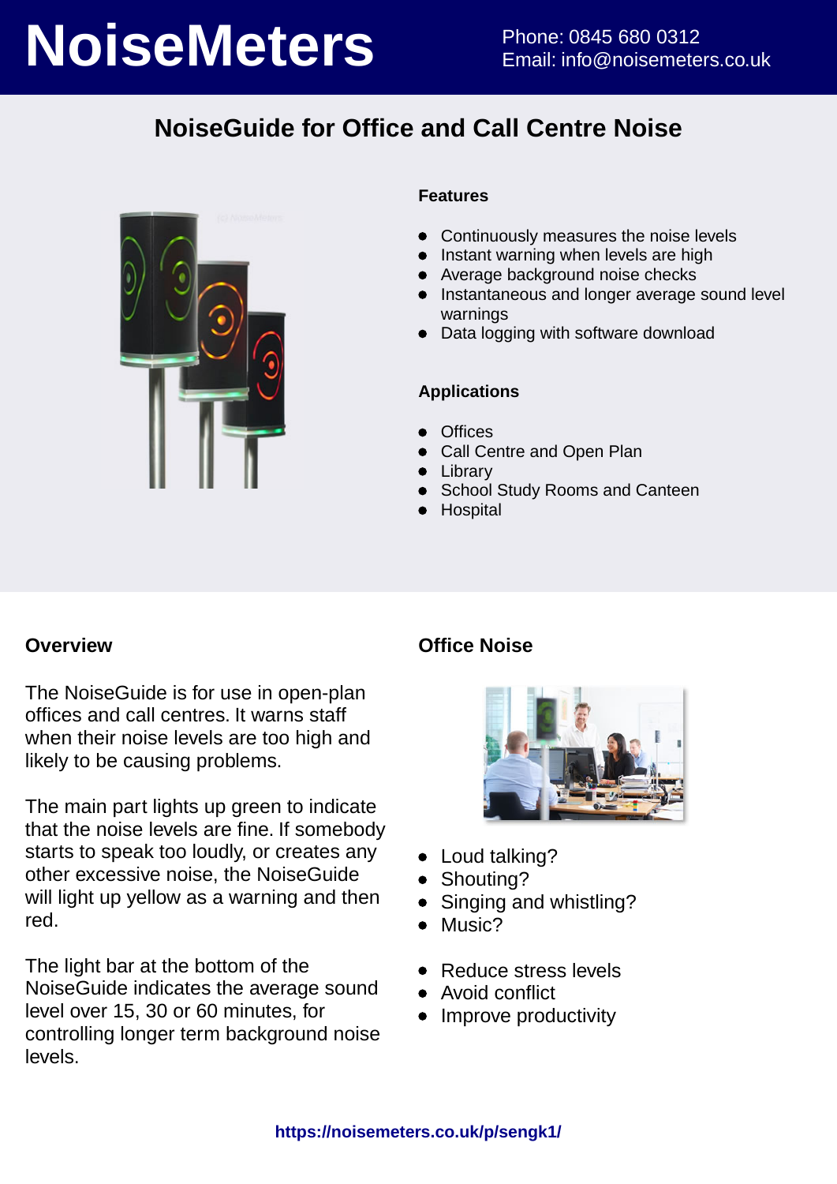# NoiseMeters

Phone: 0845 680 0312
Email: info@noisemeters.co.uk

## NoiseGuide for Office and Call Centre Noise

### Features

- Continuously measures the noise levels
- Instant warning when levels are high
- Average background noise checks
- Instantaneous and longer average sound level warnings
- Data logging with software download

### Applications

- Offices
- Call Centre and Open Plan
- Library
- School Study Rooms and Canteen
- Hospital

### Overview

The NoiseGuide is for use in open-plan offices and call centres. It warns staff when their noise levels are too high and likely to be causing problems.

The main part lights up green to indicate that the noise levels are fine. If somebody starts to speak too loudly, or creates any other excessive noise, the NoiseGuide will light up yellow as a warning and then red.

The light bar at the bottom of the NoiseGuide indicates the average sound level over 15, 30 or 60 minutes, for controlling longer term background noise levels.

### Office Noise

- Loud talking?
- Shouting?
- Singing and whistling?
- Music?

- Reduce stress levels
- Avoid conflict
- Improve productivity

https://noisemeters.co.uk/p/sengk1/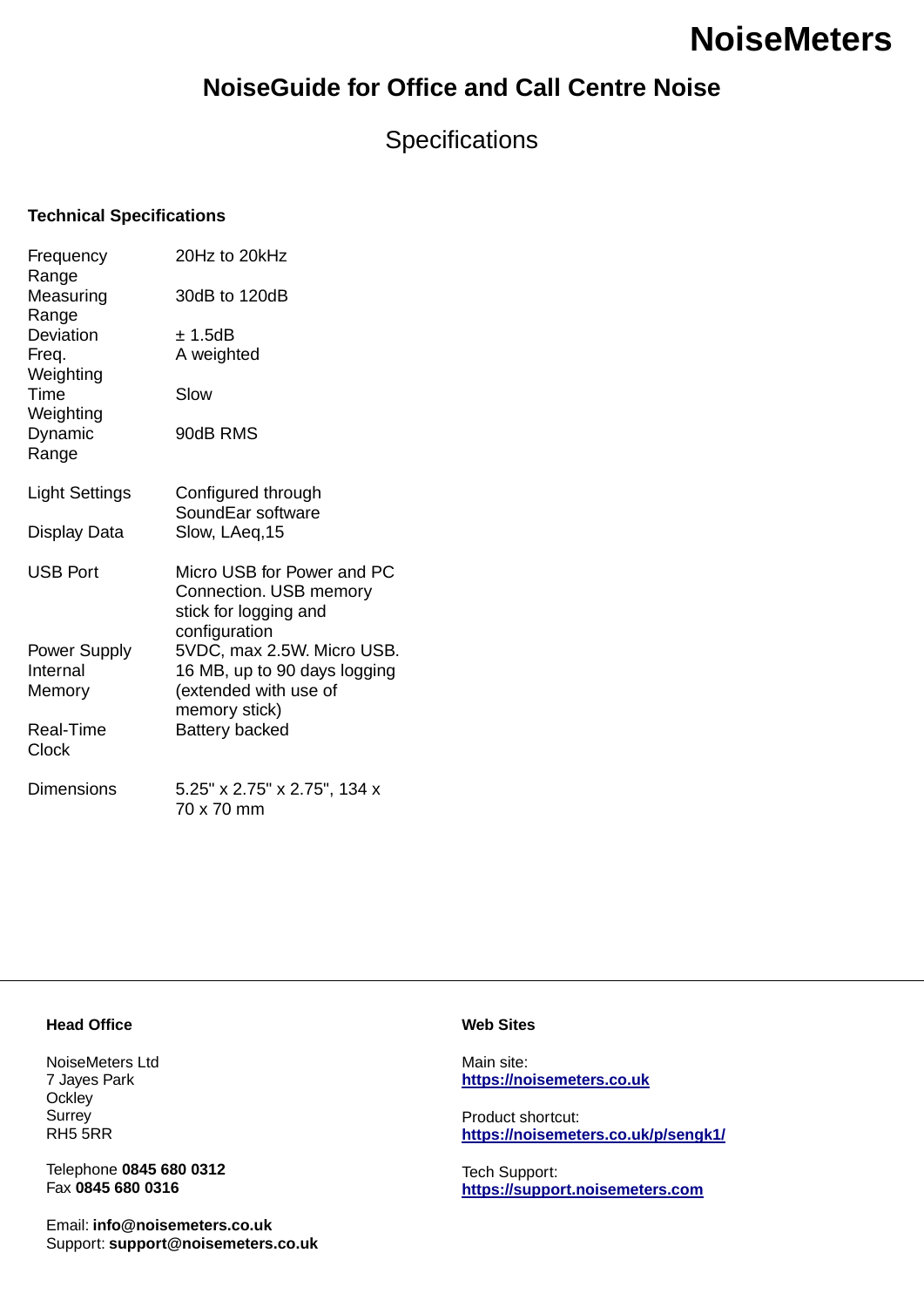# NoiseMeters

## NoiseGuide for Office and Call Centre Noise

### Specifications

**Technical Specifications**

| | |
|---|---|
| Frequency Range | 20Hz to 20kHz |
| Measuring Range | 30dB to 120dB |
| Deviation | ± 1.5dB |
| Freq. Weighting | A weighted |
| Time Weighting | Slow |
| Dynamic Range | 90dB RMS |
| Light Settings | Configured through SoundEar software |
| Display Data | Slow, LAeq,15 |
| USB Port | Micro USB for Power and PC Connection. USB memory stick for logging and configuration |
| Power Supply | 5VDC, max 2.5W. Micro USB. |
| Internal Memory | 16 MB, up to 90 days logging (extended with use of memory stick) |
| Real-Time Clock | Battery backed |
| Dimensions | 5.25" x 2.75" x 2.75", 134 x 70 x 70 mm |

**Head Office**

NoiseMeters Ltd
7 Jayes Park
Ockley
Surrey
RH5 5RR

Telephone **0845 680 0312**
Fax **0845 680 0316**

Email: **info@noisemeters.co.uk**
Support: **support@noisemeters.co.uk**

**Web Sites**

Main site:
**https://noisemeters.co.uk**

Product shortcut:
**https://noisemeters.co.uk/p/sengk1/**

Tech Support:
**https://support.noisemeters.com**